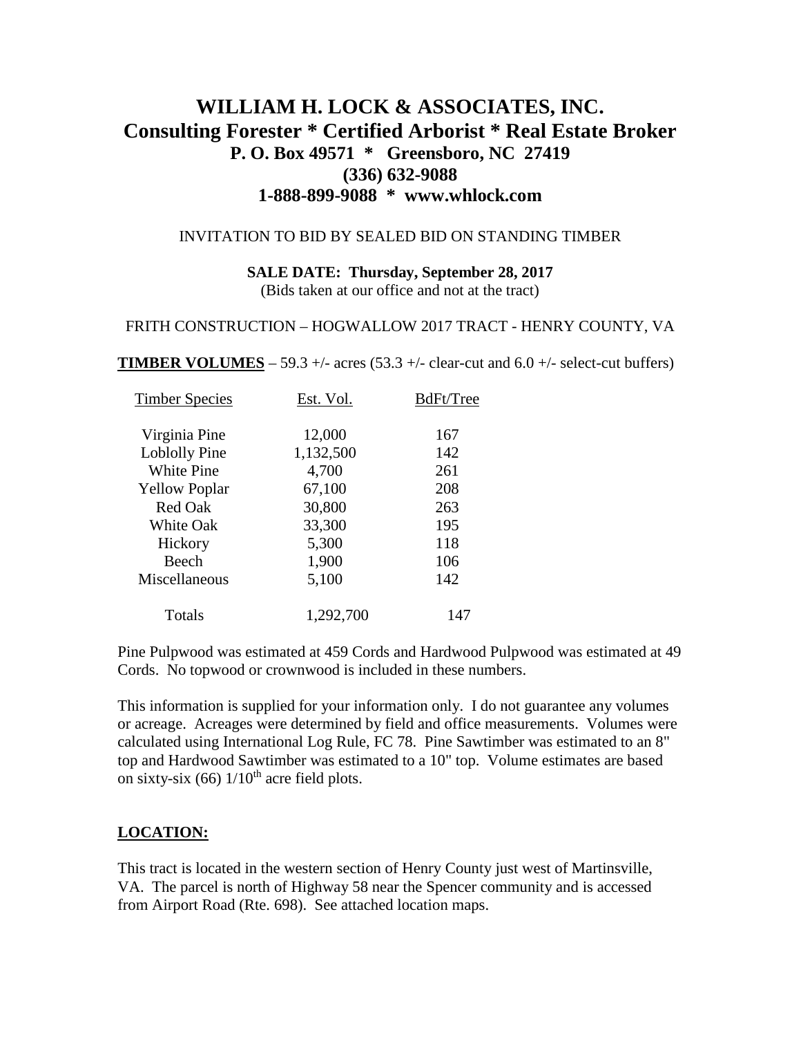# WILLIAM H. LOCK & ASSOCIATES, INC.
## Consulting Forester * Certified Arborist * Real Estate Broker
### P. O. Box 49571 * Greensboro, NC 27419
### (336) 632-9088
### 1-888-899-9088 * www.whlock.com

INVITATION TO BID BY SEALED BID ON STANDING TIMBER

**SALE DATE: Thursday, September 28, 2017**
(Bids taken at our office and not at the tract)

FRITH CONSTRUCTION – HOGWALLOW 2017 TRACT - HENRY COUNTY, VA

**TIMBER VOLUMES** – 59.3 +/- acres (53.3 +/- clear-cut and 6.0 +/- select-cut buffers)

| Timber Species | Est. Vol. | BdFt/Tree |
|---|---|---|
| Virginia Pine | 12,000 | 167 |
| Loblolly Pine | 1,132,500 | 142 |
| White Pine | 4,700 | 261 |
| Yellow Poplar | 67,100 | 208 |
| Red Oak | 30,800 | 263 |
| White Oak | 33,300 | 195 |
| Hickory | 5,300 | 118 |
| Beech | 1,900 | 106 |
| Miscellaneous | 5,100 | 142 |
| Totals | 1,292,700 | 147 |

Pine Pulpwood was estimated at 459 Cords and Hardwood Pulpwood was estimated at 49 Cords. No topwood or crownwood is included in these numbers.

This information is supplied for your information only. I do not guarantee any volumes or acreage. Acreages were determined by field and office measurements. Volumes were calculated using International Log Rule, FC 78. Pine Sawtimber was estimated to an 8" top and Hardwood Sawtimber was estimated to a 10" top. Volume estimates are based on sixty-six (66) 1/10th acre field plots.

## LOCATION:

This tract is located in the western section of Henry County just west of Martinsville, VA. The parcel is north of Highway 58 near the Spencer community and is accessed from Airport Road (Rte. 698). See attached location maps.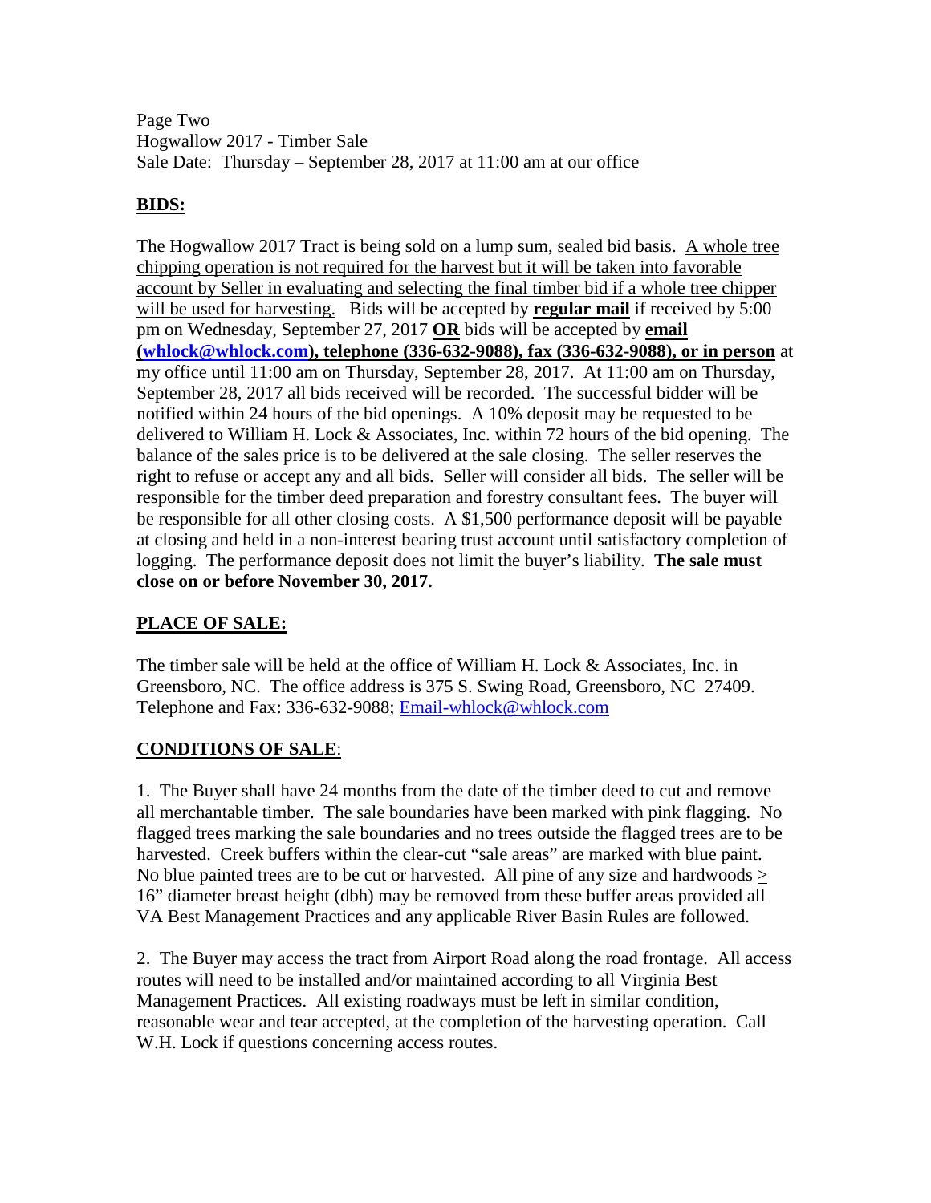Page Two
Hogwallow 2017 - Timber Sale
Sale Date: Thursday – September 28, 2017 at 11:00 am at our office

## BIDS:

The Hogwallow 2017 Tract is being sold on a lump sum, sealed bid basis. A whole tree chipping operation is not required for the harvest but it will be taken into favorable account by Seller in evaluating and selecting the final timber bid if a whole tree chipper will be used for harvesting. Bids will be accepted by **regular mail** if received by 5:00 pm on Wednesday, September 27, 2017 **OR** bids will be accepted by **email (whlock@whlock.com), telephone (336-632-9088), fax (336-632-9088), or in person** at my office until 11:00 am on Thursday, September 28, 2017. At 11:00 am on Thursday, September 28, 2017 all bids received will be recorded. The successful bidder will be notified within 24 hours of the bid openings. A 10% deposit may be requested to be delivered to William H. Lock & Associates, Inc. within 72 hours of the bid opening. The balance of the sales price is to be delivered at the sale closing. The seller reserves the right to refuse or accept any and all bids. Seller will consider all bids. The seller will be responsible for the timber deed preparation and forestry consultant fees. The buyer will be responsible for all other closing costs. A $1,500 performance deposit will be payable at closing and held in a non-interest bearing trust account until satisfactory completion of logging. The performance deposit does not limit the buyer's liability. **The sale must close on or before November 30, 2017.**

## PLACE OF SALE:

The timber sale will be held at the office of William H. Lock & Associates, Inc. in Greensboro, NC. The office address is 375 S. Swing Road, Greensboro, NC 27409. Telephone and Fax: 336-632-9088; Email-whlock@whlock.com

## CONDITIONS OF SALE:

1. The Buyer shall have 24 months from the date of the timber deed to cut and remove all merchantable timber. The sale boundaries have been marked with pink flagging. No flagged trees marking the sale boundaries and no trees outside the flagged trees are to be harvested. Creek buffers within the clear-cut "sale areas" are marked with blue paint. No blue painted trees are to be cut or harvested. All pine of any size and hardwoods ≥ 16" diameter breast height (dbh) may be removed from these buffer areas provided all VA Best Management Practices and any applicable River Basin Rules are followed.

2. The Buyer may access the tract from Airport Road along the road frontage. All access routes will need to be installed and/or maintained according to all Virginia Best Management Practices. All existing roadways must be left in similar condition, reasonable wear and tear accepted, at the completion of the harvesting operation. Call W.H. Lock if questions concerning access routes.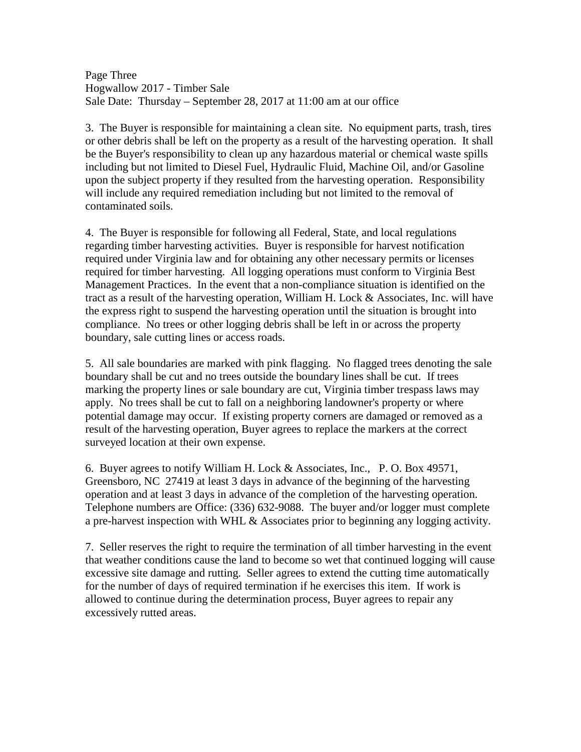3. The Buyer is responsible for maintaining a clean site. No equipment parts, trash, tires or other debris shall be left on the property as a result of the harvesting operation. It shall be the Buyer's responsibility to clean up any hazardous material or chemical waste spills including but not limited to Diesel Fuel, Hydraulic Fluid, Machine Oil, and/or Gasoline upon the subject property if they resulted from the harvesting operation. Responsibility will include any required remediation including but not limited to the removal of contaminated soils.

4. The Buyer is responsible for following all Federal, State, and local regulations regarding timber harvesting activities. Buyer is responsible for harvest notification required under Virginia law and for obtaining any other necessary permits or licenses required for timber harvesting. All logging operations must conform to Virginia Best Management Practices. In the event that a non-compliance situation is identified on the tract as a result of the harvesting operation, William H. Lock & Associates, Inc. will have the express right to suspend the harvesting operation until the situation is brought into compliance. No trees or other logging debris shall be left in or across the property boundary, sale cutting lines or access roads.

5. All sale boundaries are marked with pink flagging. No flagged trees denoting the sale boundary shall be cut and no trees outside the boundary lines shall be cut. If trees marking the property lines or sale boundary are cut, Virginia timber trespass laws may apply. No trees shall be cut to fall on a neighboring landowner's property or where potential damage may occur. If existing property corners are damaged or removed as a result of the harvesting operation, Buyer agrees to replace the markers at the correct surveyed location at their own expense.

6. Buyer agrees to notify William H. Lock & Associates, Inc., P. O. Box 49571, Greensboro, NC 27419 at least 3 days in advance of the beginning of the harvesting operation and at least 3 days in advance of the completion of the harvesting operation. Telephone numbers are Office: (336) 632-9088. The buyer and/or logger must complete a pre-harvest inspection with WHL & Associates prior to beginning any logging activity.

7. Seller reserves the right to require the termination of all timber harvesting in the event that weather conditions cause the land to become so wet that continued logging will cause excessive site damage and rutting. Seller agrees to extend the cutting time automatically for the number of days of required termination if he exercises this item. If work is allowed to continue during the determination process, Buyer agrees to repair any excessively rutted areas.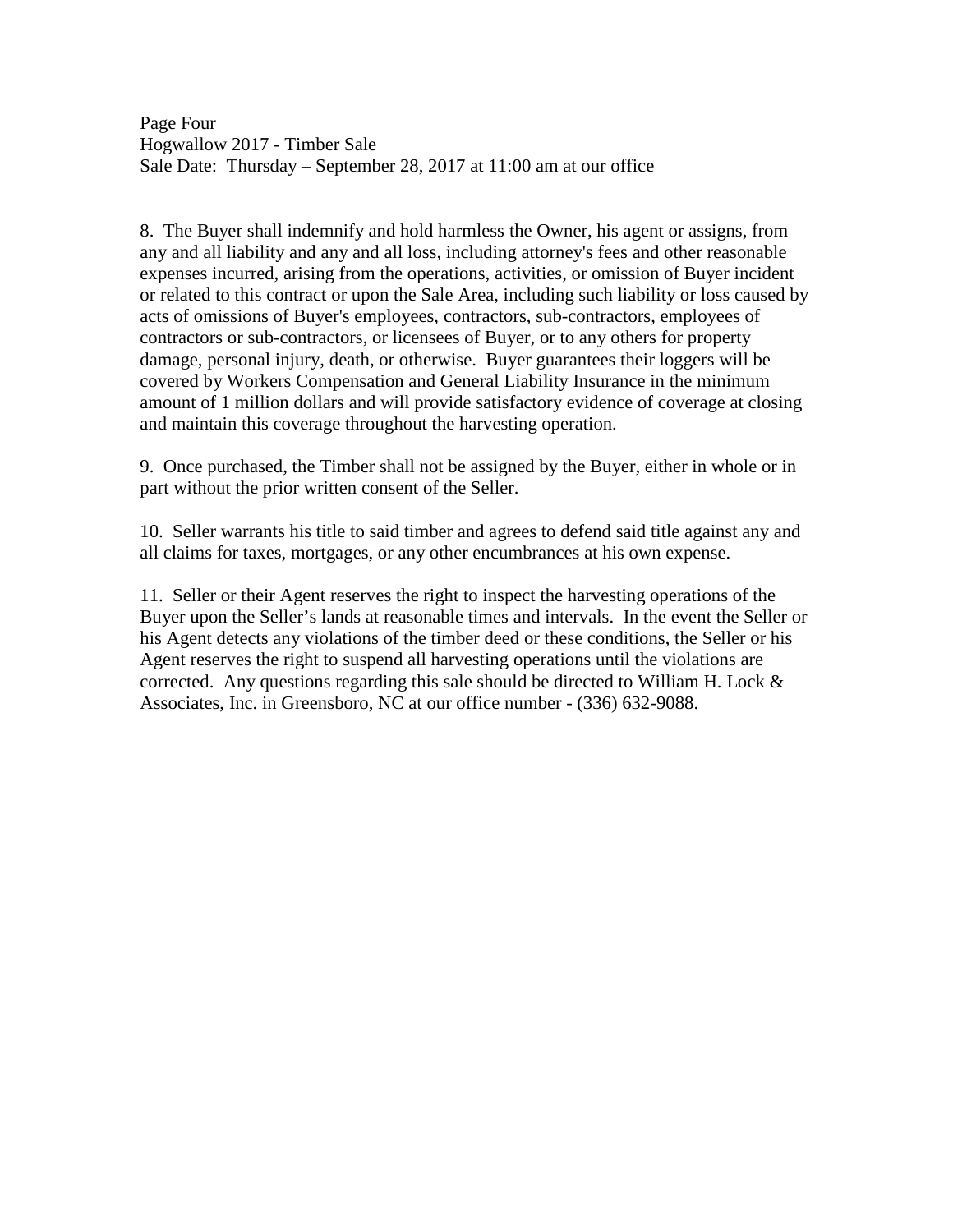8. The Buyer shall indemnify and hold harmless the Owner, his agent or assigns, from any and all liability and any and all loss, including attorney's fees and other reasonable expenses incurred, arising from the operations, activities, or omission of Buyer incident or related to this contract or upon the Sale Area, including such liability or loss caused by acts of omissions of Buyer's employees, contractors, sub-contractors, employees of contractors or sub-contractors, or licensees of Buyer, or to any others for property damage, personal injury, death, or otherwise. Buyer guarantees their loggers will be covered by Workers Compensation and General Liability Insurance in the minimum amount of 1 million dollars and will provide satisfactory evidence of coverage at closing and maintain this coverage throughout the harvesting operation.

9. Once purchased, the Timber shall not be assigned by the Buyer, either in whole or in part without the prior written consent of the Seller.

10. Seller warrants his title to said timber and agrees to defend said title against any and all claims for taxes, mortgages, or any other encumbrances at his own expense.

11. Seller or their Agent reserves the right to inspect the harvesting operations of the Buyer upon the Seller's lands at reasonable times and intervals. In the event the Seller or his Agent detects any violations of the timber deed or these conditions, the Seller or his Agent reserves the right to suspend all harvesting operations until the violations are corrected. Any questions regarding this sale should be directed to William H. Lock & Associates, Inc. in Greensboro, NC at our office number - (336) 632-9088.